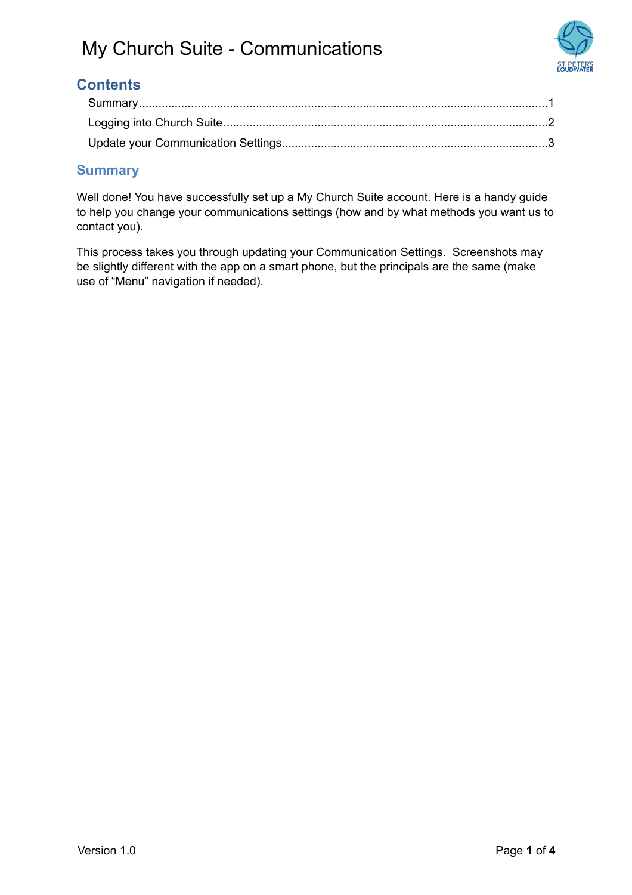# My Church Suite - Communications

## Contents

Summary....................................................................................................................1
Logging into Church Suite...................................................................................2
Update your Communication Settings.................................................................3

## Summary

Well done! You have successfully set up a My Church Suite account. Here is a handy guide to help you change your communications settings (how and by what methods you want us to contact you).

This process takes you through updating your Communication Settings. Screenshots may be slightly different with the app on a smart phone, but the principals are the same (make use of "Menu" navigation if needed).

Version 1.0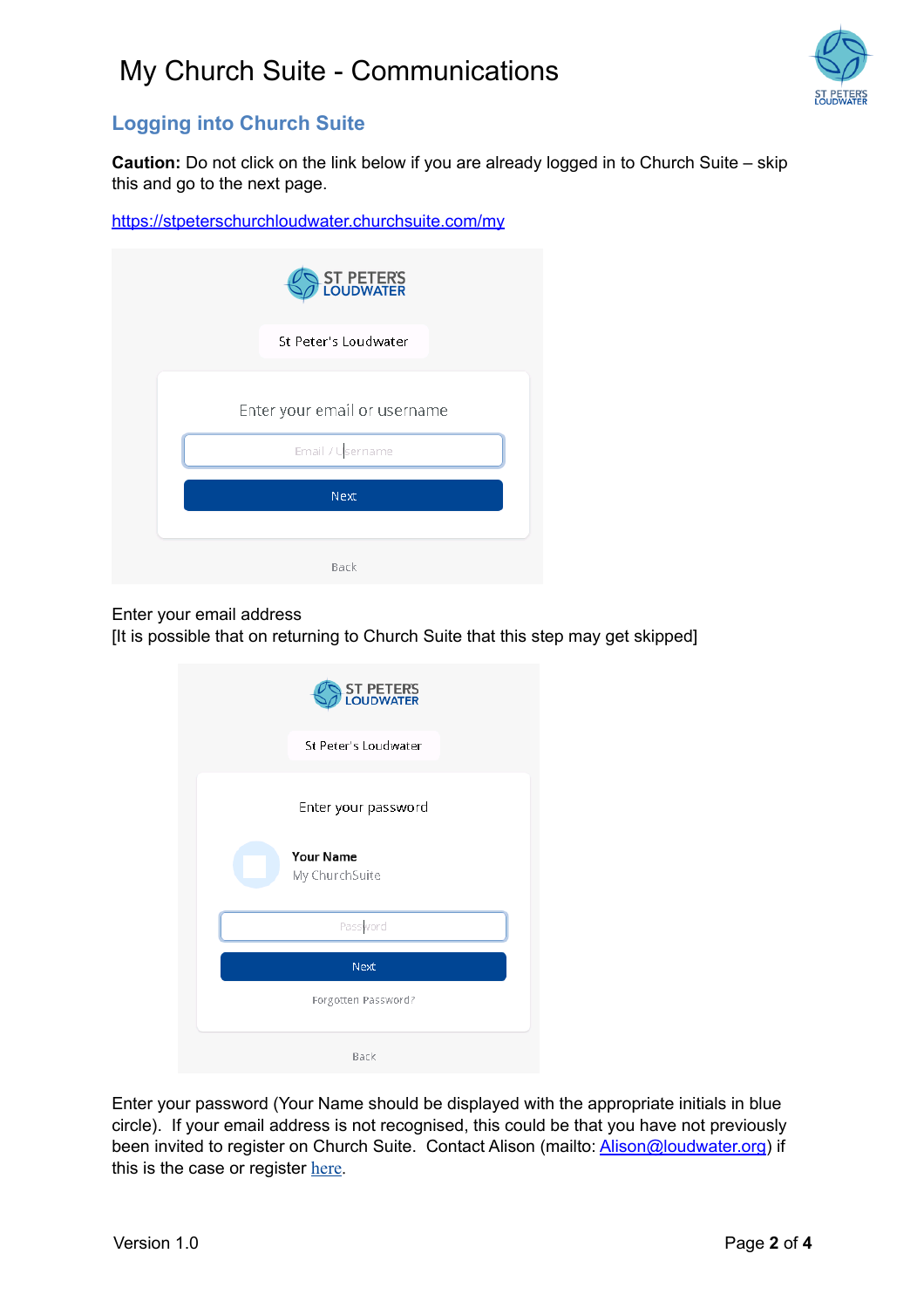# My Church Suite - Communications

## Logging into Church Suite

**Caution:** Do not click on the link below if you are already logged in to Church Suite – skip this and go to the next page.

https://stpeterschurchloudwater.churchsuite.com/my

ST PETER'S LOUDWATER

St Peter's Loudwater

Enter your email or username

Email / Username

Next

Back

Enter your email address
[It is possible that on returning to Church Suite that this step may get skipped]

ST PETER'S LOUDWATER

St Peter's Loudwater

Enter your password

**Your Name**
My ChurchSuite

Password

Next

Forgotten Password?

Back

Enter your password (Your Name should be displayed with the appropriate initials in blue circle). If your email address is not recognised, this could be that you have not previously been invited to register on Church Suite. Contact Alison (mailto: Alison@loudwater.org) if this is the case or register here.

Version 1.0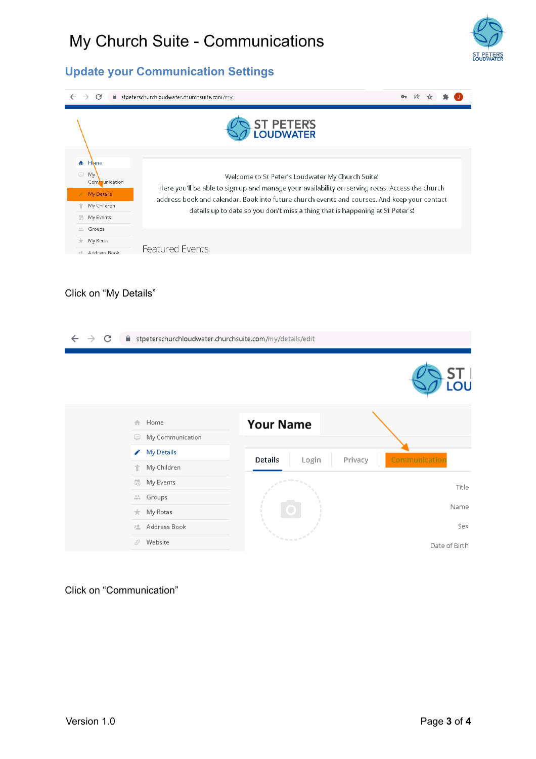# My Church Suite - Communications

## Update your Communication Settings

Click on “My Details”

Click on “Communication”

Version 1.0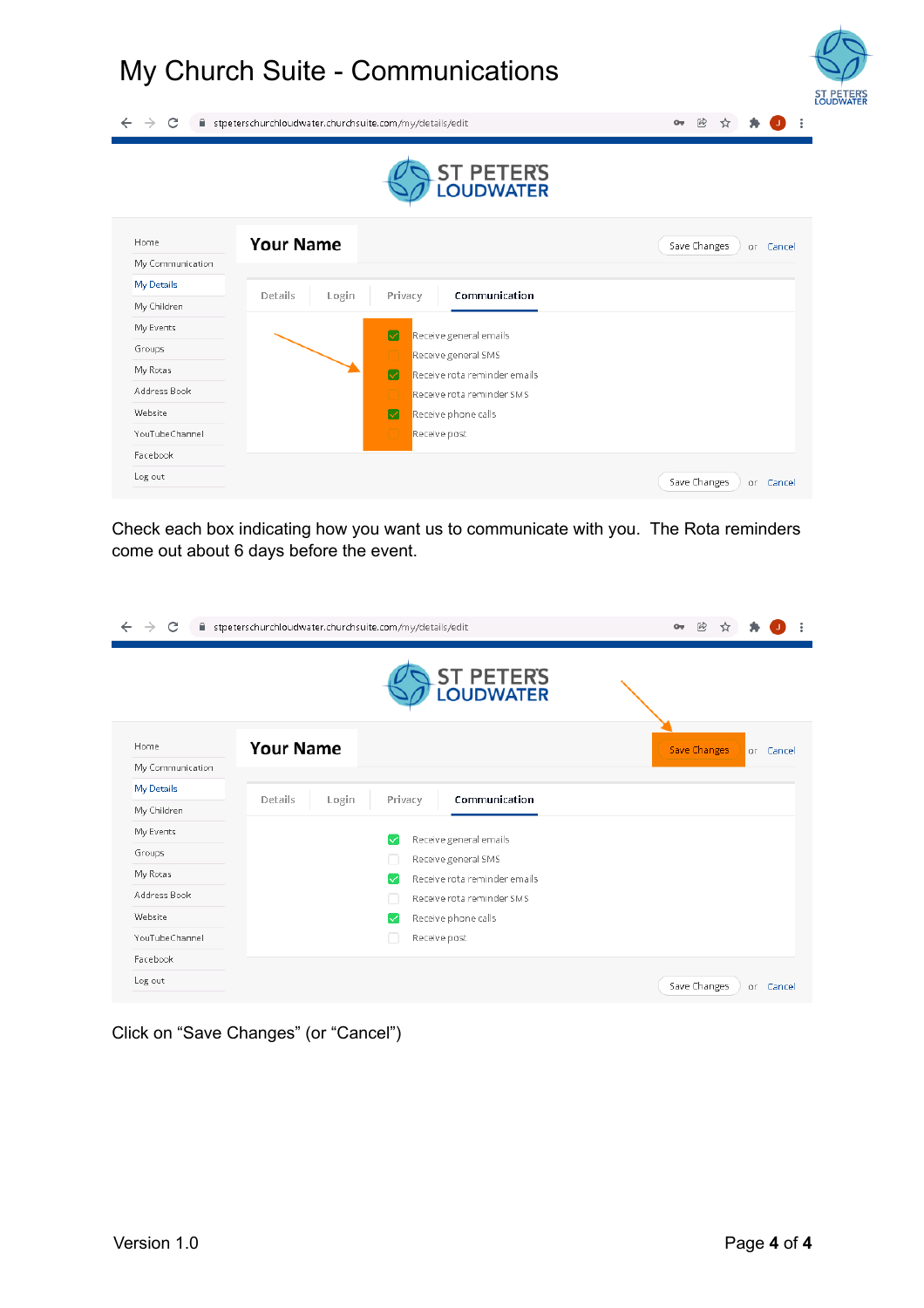# My Church Suite - Communications

Check each box indicating how you want us to communicate with you. The Rota reminders come out about 6 days before the event.

Click on "Save Changes" (or "Cancel")

Version 1.0